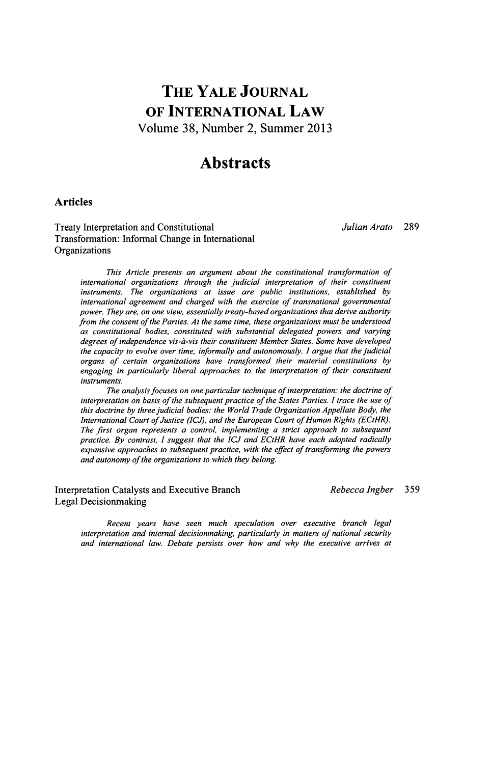# THE YALE JOURNAL OF INTERNATIONAL LAW

Volume 38, Number 2, Summer 2013

# Abstracts

## Articles

**Treaty Interpretation and Constitutional Transformation: Informal Change in International Organizations** — *Julian Arato* 289

*This Article presents an argument about the constitutional transformation of international organizations through the judicial interpretation of their constituent instruments. The organizations at issue are public institutions, established by international agreement and charged with the exercise of transnational governmental power. They are, on one view, essentially treaty-based organizations that derive authority from the consent of the Parties. At the same time, these organizations must be understood as constitutional bodies, constituted with substantial delegated powers and varying degrees of independence vis-à-vis their constituent Member States. Some have developed the capacity to evolve over time, informally and autonomously. I argue that the judicial organs of certain organizations have transformed their material constitutions by engaging in particularly liberal approaches to the interpretation of their constituent instruments.*

*The analysis focuses on one particular technique of interpretation: the doctrine of interpretation on basis of the subsequent practice of the States Parties. I trace the use of this doctrine by three judicial bodies: the World Trade Organization Appellate Body, the International Court of Justice (ICJ), and the European Court of Human Rights (ECtHR). The first organ represents a control, implementing a strict approach to subsequent practice. By contrast, I suggest that the ICJ and ECtHR have each adopted radically expansive approaches to subsequent practice, with the effect of transforming the powers and autonomy of the organizations to which they belong.*

**Interpretation Catalysts and Executive Branch Legal Decisionmaking** — *Rebecca Ingber* 359

*Recent years have seen much speculation over executive branch legal interpretation and internal decisionmaking, particularly in matters of national security and international law. Debate persists over how and why the executive arrives at*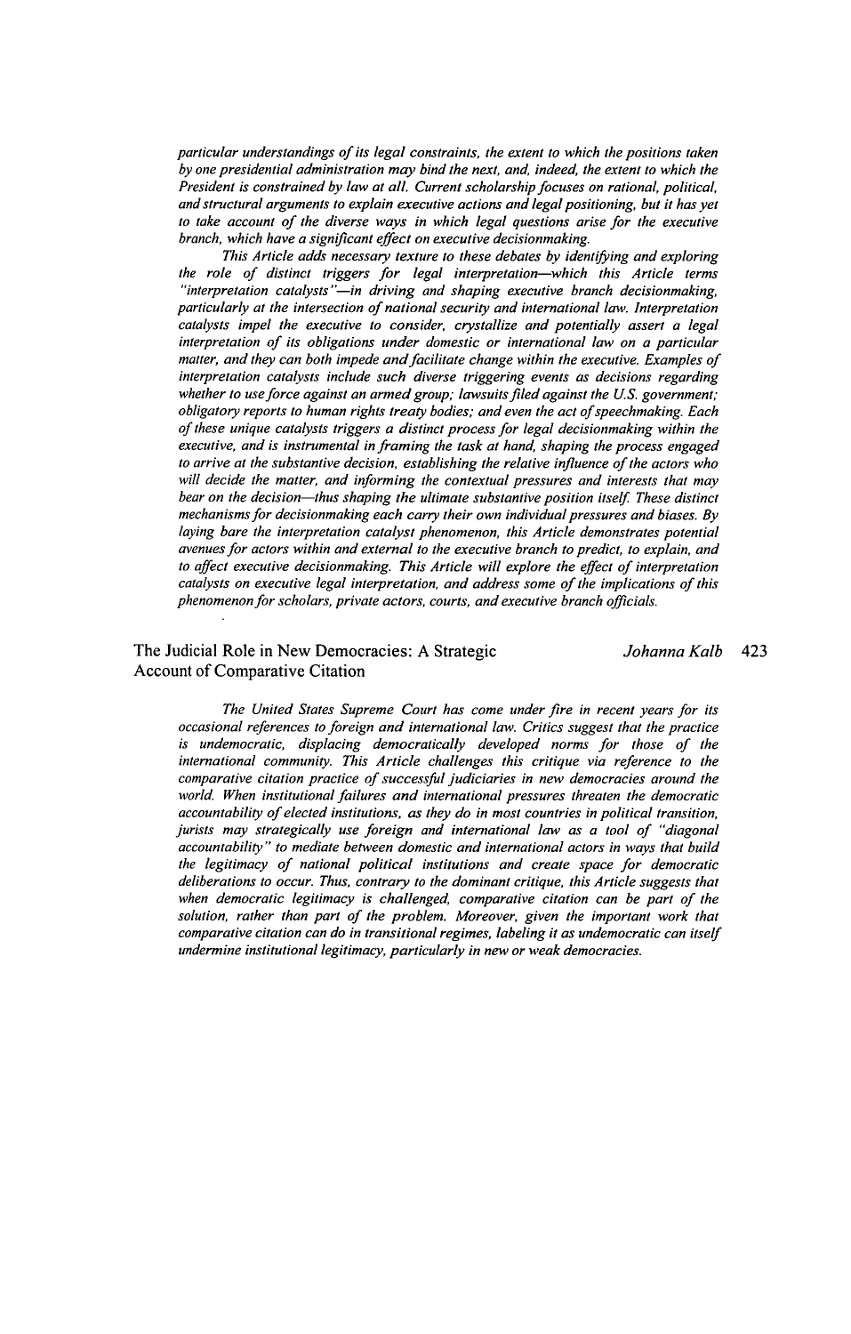*particular understandings of its legal constraints, the extent to which the positions taken by one presidential administration may bind the next, and, indeed, the extent to which the President is constrained by law at all. Current scholarship focuses on rational, political, and structural arguments to explain executive actions and legal positioning, but it has yet to take account of the diverse ways in which legal questions arise for the executive branch, which have a significant effect on executive decisionmaking.*

*This Article adds necessary texture to these debates by identifying and exploring the role of distinct triggers for legal interpretation—which this Article terms "interpretation catalysts"—in driving and shaping executive branch decisionmaking, particularly at the intersection of national security and international law. Interpretation catalysts impel the executive to consider, crystallize and potentially assert a legal interpretation of its obligations under domestic or international law on a particular matter, and they can both impede and facilitate change within the executive. Examples of interpretation catalysts include such diverse triggering events as decisions regarding whether to use force against an armed group; lawsuits filed against the U.S. government; obligatory reports to human rights treaty bodies; and even the act of speechmaking. Each of these unique catalysts triggers a distinct process for legal decisionmaking within the executive, and is instrumental in framing the task at hand, shaping the process engaged to arrive at the substantive decision, establishing the relative influence of the actors who will decide the matter, and informing the contextual pressures and interests that may bear on the decision—thus shaping the ultimate substantive position itself. These distinct mechanisms for decisionmaking each carry their own individual pressures and biases. By laying bare the interpretation catalyst phenomenon, this Article demonstrates potential avenues for actors within and external to the executive branch to predict, to explain, and to affect executive decisionmaking. This Article will explore the effect of interpretation catalysts on executive legal interpretation, and address some of the implications of this phenomenon for scholars, private actors, courts, and executive branch officials.*

The Judicial Role in New Democracies: A Strategic Account of Comparative Citation — *Johanna Kalb* — 423

*The United States Supreme Court has come under fire in recent years for its occasional references to foreign and international law. Critics suggest that the practice is undemocratic, displacing democratically developed norms for those of the international community. This Article challenges this critique via reference to the comparative citation practice of successful judiciaries in new democracies around the world. When institutional failures and international pressures threaten the democratic accountability of elected institutions, as they do in most countries in political transition, jurists may strategically use foreign and international law as a tool of "diagonal accountability" to mediate between domestic and international actors in ways that build the legitimacy of national political institutions and create space for democratic deliberations to occur. Thus, contrary to the dominant critique, this Article suggests that when democratic legitimacy is challenged, comparative citation can be part of the solution, rather than part of the problem. Moreover, given the important work that comparative citation can do in transitional regimes, labeling it as undemocratic can itself undermine institutional legitimacy, particularly in new or weak democracies.*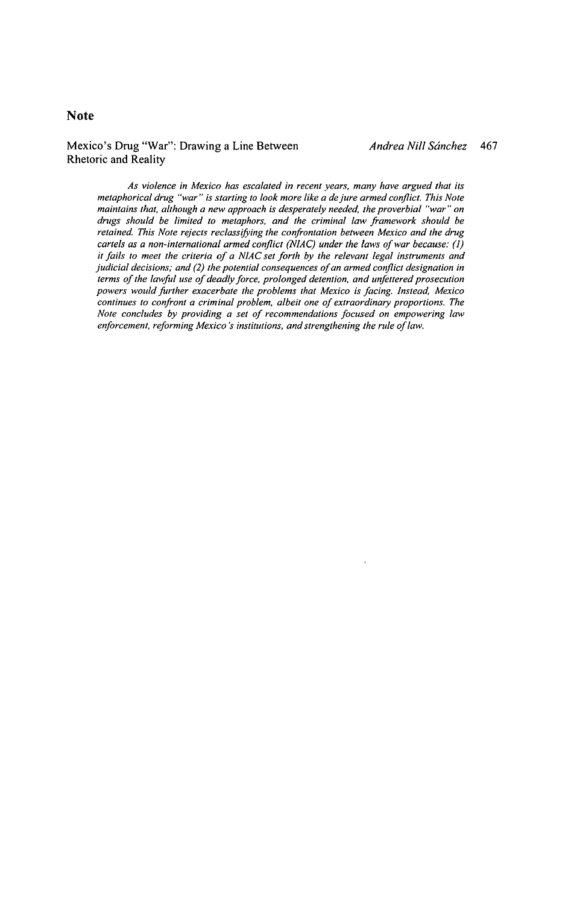# Note

Mexico's Drug "War": Drawing a Line Between Rhetoric and Reality — *Andrea Nill Sánchez* 467

*As violence in Mexico has escalated in recent years, many have argued that its metaphorical drug "war" is starting to look more like a de jure armed conflict. This Note maintains that, although a new approach is desperately needed, the proverbial "war" on drugs should be limited to metaphors, and the criminal law framework should be retained. This Note rejects reclassifying the confrontation between Mexico and the drug cartels as a non-international armed conflict (NIAC) under the laws of war because: (1) it fails to meet the criteria of a NIAC set forth by the relevant legal instruments and judicial decisions; and (2) the potential consequences of an armed conflict designation in terms of the lawful use of deadly force, prolonged detention, and unfettered prosecution powers would further exacerbate the problems that Mexico is facing. Instead, Mexico continues to confront a criminal problem, albeit one of extraordinary proportions. The Note concludes by providing a set of recommendations focused on empowering law enforcement, reforming Mexico's institutions, and strengthening the rule of law.*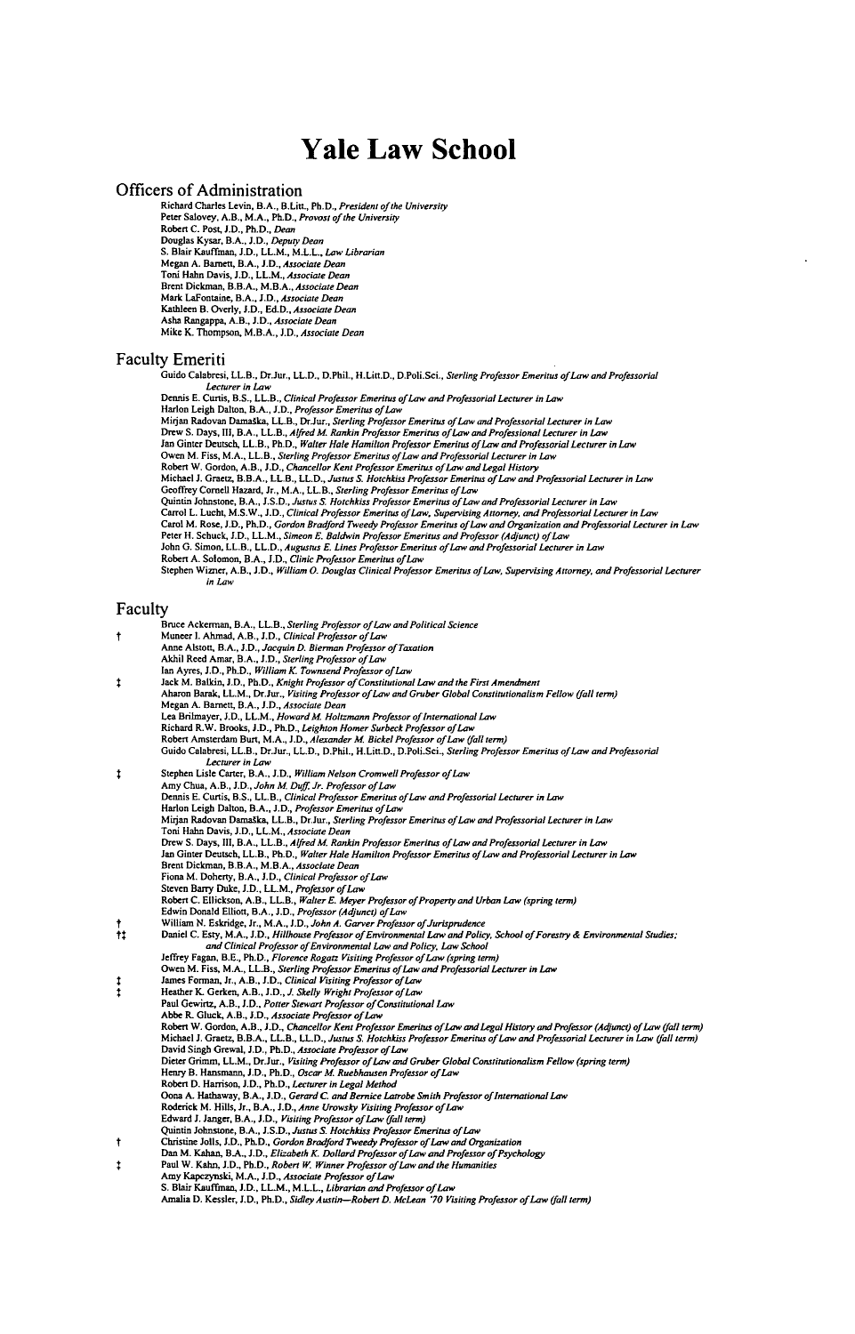# Yale Law School

## Officers of Administration

Richard Charles Levin, B.A., B.Litt., Ph.D., *President of the University*
Peter Salovey, A.B., M.A., Ph.D., *Provost of the University*
Robert C. Post, J.D., Ph.D., *Dean*
Douglas Kysar, B.A., J.D., *Deputy Dean*
S. Blair Kauffman, J.D., LL.M., M.L.L., *Law Librarian*
Megan A. Barnett, B.A., J.D., *Associate Dean*
Toni Hahn Davis, J.D., LL.M., *Associate Dean*
Brent Dickman, B.B.A., M.B.A., *Associate Dean*
Mark LaFontaine, B.A., J.D., *Associate Dean*
Kathleen B. Overly, J.D., Ed.D., *Associate Dean*
Asha Rangappa, A.B., J.D., *Associate Dean*
Mike K. Thompson, M.B.A., J.D., *Associate Dean*

## Faculty Emeriti

Guido Calabresi, LL.B., Dr.Jur., LL.D., D.Phil., H.Litt.D., D.Poli.Sci., *Sterling Professor Emeritus of Law and Professorial Lecturer in Law*
Dennis E. Curtis, B.S., LL.B., *Clinical Professor Emeritus of Law and Professorial Lecturer in Law*
Harlon Leigh Dalton, B.A., J.D., *Professor Emeritus of Law*
Mirjan Radovan Damaška, LL.B., Dr.Jur., *Sterling Professor Emeritus of Law and Professorial Lecturer in Law*
Drew S. Days, III, B.A., LL.B., *Alfred M. Rankin Professor Emeritus of Law and Professional Lecturer in Law*
Jan Ginter Deutsch, LL.B., Ph.D., *Walter Hale Hamilton Professor Emeritus of Law and Professorial Lecturer in Law*
Owen M. Fiss, M.A., LL.B., *Sterling Professor Emeritus of Law and Professorial Lecturer in Law*
Robert W. Gordon, A.B., J.D., *Chancellor Kent Professor Emeritus of Law and Legal History*
Michael J. Graetz, B.B.A., LL.B., LL.D., *Justus S. Hotchkiss Professor Emeritus of Law and Professorial Lecturer in Law*
Geoffrey Cornell Hazard, Jr., M.A., LL.B., *Sterling Professor Emeritus of Law*
Quintin Johnstone, B.A., J.S.D., *Justus S. Hotchkiss Professor Emeritus of Law and Professorial Lecturer in Law*
Carrol L. Lucht, M.S.W., J.D., *Clinical Professor Emeritus of Law, Supervising Attorney, and Professorial Lecturer in Law*
Carol M. Rose, J.D., Ph.D., *Gordon Bradford Tweedy Professor Emeritus of Law and Organization and Professorial Lecturer in Law*
Peter H. Schuck, J.D., LL.M., *Simeon E. Baldwin Professor Emeritus and Professor (Adjunct) of Law*
John G. Simon, LL.B., LL.D., *Augustus E. Lines Professor Emeritus of Law and Professorial Lecturer in Law*
Robert A. Solomon, B.A., J.D., *Clinic Professor Emeritus of Law*
Stephen Wizner, A.B., J.D., *William O. Douglas Clinical Professor Emeritus of Law, Supervising Attorney, and Professorial Lecturer in Law*

## Faculty

Bruce Ackerman, B.A., LL.B., *Sterling Professor of Law and Political Science*
† Muneer I. Ahmad, A.B., J.D., *Clinical Professor of Law*
Anne Alstott, B.A., J.D., *Jacquin D. Bierman Professor of Taxation*
Akhil Reed Amar, B.A., J.D., *Sterling Professor of Law*
Ian Ayres, J.D., Ph.D., *William K. Townsend Professor of Law*
‡ Jack M. Balkin, J.D., Ph.D., *Knight Professor of Constitutional Law and the First Amendment*
Aharon Barak, LL.M., Dr.Jur., *Visiting Professor of Law and Gruber Global Constitutionalism Fellow (fall term)*
Megan A. Barnett, B.A., J.D., *Associate Dean*
Lea Brilmayer, J.D., LL.M., *Howard M. Holtzmann Professor of International Law*
Richard R.W. Brooks, J.D., Ph.D., *Leighton Homer Surbeck Professor of Law*
Robert Amsterdam Burt, M.A., J.D., *Alexander M. Bickel Professor of Law (fall term)*
Guido Calabresi, LL.B., Dr.Jur., LL.D., D.Phil., H.Litt.D., D.Poli.Sci., *Sterling Professor Emeritus of Law and Professorial Lecturer in Law*
‡ Stephen Lisle Carter, B.A., J.D., *William Nelson Cromwell Professor of Law*
Amy Chua, A.B., J.D., *John M. Duff, Jr. Professor of Law*
Dennis E. Curtis, B.S., LL.B., *Clinical Professor Emeritus of Law and Professorial Lecturer in Law*
Harlon Leigh Dalton, B.A., J.D., *Professor Emeritus of Law*
Mirjan Radovan Damaška, LL.B., Dr.Jur., *Sterling Professor Emeritus of Law and Professorial Lecturer in Law*
Toni Hahn Davis, J.D., LL.M., *Associate Dean*
Drew S. Days, III, B.A., LL.B., *Alfred M. Rankin Professor Emeritus of Law and Professorial Lecturer in Law*
Jan Ginter Deutsch, LL.B., Ph.D., *Walter Hale Hamilton Professor Emeritus of Law and Professorial Lecturer in Law*
Brent Dickman, B.B.A., M.B.A., *Associate Dean*
Fiona M. Doherty, B.A., J.D., *Clinical Professor of Law*
Steven Barry Duke, J.D., LL.M., *Professor of Law*
Robert C. Ellickson, A.B., LL.B., *Walter E. Meyer Professor of Property and Urban Law (spring term)*
Edwin Donald Elliott, B.A., J.D., *Professor (Adjunct) of Law*
† William N. Eskridge, Jr., M.A., J.D., *John A. Garver Professor of Jurisprudence*
†‡ Daniel C. Esty, M.A., J.D., *Hillhouse Professor of Environmental Law and Policy, School of Forestry & Environmental Studies; and Clinical Professor of Environmental Law and Policy, Law School*
Jeffrey Fagan, B.E., Ph.D., *Florence Rogatz Visiting Professor of Law (spring term)*
Owen M. Fiss, M.A., LL.B., *Sterling Professor Emeritus of Law and Professorial Lecturer in Law*
‡ James Forman, Jr., A.B., J.D., *Clinical Visiting Professor of Law*
‡ Heather K. Gerken, A.B., J.D., *J. Skelly Wright Professor of Law*
Paul Gewirtz, A.B., J.D., *Potter Stewart Professor of Constitutional Law*
Abbe R. Gluck, A.B., J.D., *Associate Professor of Law*
Robert W. Gordon, A.B., J.D., *Chancellor Kent Professor Emeritus of Law and Legal History and Professor (Adjunct) of Law (fall term)*
Michael J. Graetz, B.B.A., LL.B., LL.D., *Justus S. Hotchkiss Professor Emeritus of Law and Professorial Lecturer in Law (fall term)*
David Singh Grewal, J.D., Ph.D., *Associate Professor of Law*
Dieter Grimm, LL.M., Dr.Jur., *Visiting Professor of Law and Gruber Global Constitutionalism Fellow (spring term)*
Henry B. Hansmann, J.D., Ph.D., *Oscar M. Ruebhausen Professor of Law*
Robert D. Harrison, J.D., Ph.D., *Lecturer in Legal Method*
Oona A. Hathaway, B.A., J.D., *Gerard C. and Bernice Latrobe Smith Professor of International Law*
Roderick M. Hills, Jr., B.A., J.D., *Anne Urowsky Visiting Professor of Law*
Edward J. Janger, B.A., J.D., *Visiting Professor of Law (fall term)*
Quintin Johnstone, B.A., J.S.D., *Justus S. Hotchkiss Professor Emeritus of Law*
† Christine Jolls, J.D., Ph.D., *Gordon Bradford Tweedy Professor of Law and Organization*
Dan M. Kahan, B.A., J.D., *Elizabeth K. Dollard Professor of Law and Professor of Psychology*
‡ Paul W. Kahn, J.D., Ph.D., *Robert W. Winner Professor of Law and the Humanities*
Amy Kapczynski, M.A., J.D., *Associate Professor of Law*
S. Blair Kauffman, J.D., LL.M., M.L.L., *Librarian and Professor of Law*
Amalia D. Kessler, J.D., Ph.D., *Sidley Austin—Robert D. McLean '70 Visiting Professor of Law (fall term)*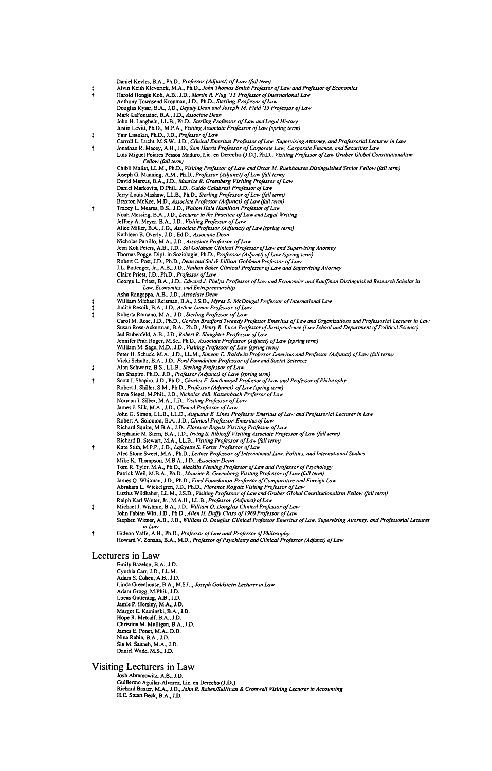Daniel Kevles, B.A., Ph.D., *Professor (Adjunct) of Law (fall term)*

‡ Alvin Keith Klevorick, M.A., Ph.D., *John Thomas Smith Professor of Law and Professor of Economics*

† Harold Hongju Koh, A.B., J.D., *Martin R. Flug '55 Professor of International Law*

Anthony Townsend Kronman, J.D., Ph.D., *Sterling Professor of Law*

Douglas Kysar, B.A., J.D., *Deputy Dean and Joseph M. Field '55 Professor of Law*

Mark LaFontaine, B.A., J.D., *Associate Dean*

John H. Langbein, LL.B., Ph.D., *Sterling Professor of Law and Legal History*

Justin Levitt, Ph.D., M.P.A., *Visiting Associate Professor of Law (spring term)*

‡ Yair Listokin, Ph.D., J.D., *Professor of Law*

Carroll L. Lucht, M.S.W., J.D., *Clinical Emeritus Professor of Law, Supervising Attorney, and Professorial Lecturer in Law*

† Jonathan R. Macey, A.B., J.D., *Sam Harris Professor of Corporate Law, Corporate Finance, and Securities Law*

Luís Miguel Poiares Pessoa Maduro, Lic. en Derecho (J.D.), Ph.D., *Visiting Professor of Law Gruber Global Constitutionalism Fellow (fall term)*

Chibli Mallat, LL.M., Ph.D., *Visiting Professor of Law and Oscar M. Ruebhausen Distinguished Senior Fellow (fall term)*

Joseph G. Manning, A.M., Ph.D., *Professor (Adjunct) of Law (fall term)*

David Marcus, B.A., J.D., *Maurice R. Greenberg Visiting Professor of Law*

Daniel Markovits, D.Phil., J.D., *Guido Calabresi Professor of Law*

Jerry Louis Mashaw, LL.B., Ph.D., *Sterling Professor of Law (fall term)*

Braxton McKee, M.D., *Associate Professor (Adjunct) of Law (fall term)*

† Tracey L. Meares, B.S., J.D., *Walton Hale Hamilton Professor of Law*

Noah Messing, B.A., J.D., *Lecturer in the Practice of Law and Legal Writing*

Jeffrey A. Meyer, B.A., J.D., *Visiting Professor of Law*

Alice Miller, B.A., J.D., *Associate Professor (Adjunct) of Law (spring term)*

Kathleen B. Overly, J.D., Ed.D., *Associate Dean*

Nicholas Parrillo, M.A., J.D., *Associate Professor of Law*

Jean Koh Peters, A.B., J.D., *Sol Goldman Clinical Professor of Law and Supervising Attorney*

Thomas Pogge, Dipl. in Soziologie, Ph.D., *Professor (Adjunct) of Law (spring term)*

Robert C. Post, J.D., Ph.D., *Dean and Sol & Lillian Goldman Professor of Law*

J.L. Pottenger, Jr., A.B., J.D., *Nathan Baker Clinical Professor of Law and Supervising Attorney*

Claire Priest, J.D., Ph.D., *Professor of Law*

George L. Priest, B.A., J.D., *Edward J. Phelps Professor of Law and Economics and Kauffman Distinguished Research Scholar in Law, Economics, and Entrepreneurship*

Asha Rangappa, A.B., J.D., *Associate Dean*

‡ William Michael Reisman, B.A., J.S.D., *Myres S. McDougal Professor of International Law*

‡ Judith Resnik, B.A., J.D., *Arthur Liman Professor of Law*

‡ Roberta Romano, M.A., J.D., *Sterling Professor of Law*

Carol M. Rose, J.D., Ph.D., *Gordon Bradford Tweedy Professor Emeritus of Law and Organizations and Professorial Lecturer in Law*

Susan Rose-Ackerman, B.A., Ph.D., *Henry R. Luce Professor of Jurisprudence (Law School and Department of Political Science)*

Jed Rubenfeld, A.B., J.D., *Robert R. Slaughter Professor of Law*

Jennifer Prah Ruger, M.Sc., Ph.D., *Associate Professor (Adjunct) of Law (spring term)*

William M. Sage, M.D., J.D., *Visiting Professor of Law (spring term)*

Peter H. Schuck, M.A., J.D., LL.M., *Simeon E. Baldwin Professor Emeritus and Professor (Adjunct) of Law (fall term)*

Vicki Schultz, B.A., J.D., *Ford Foundation Professor of Law and Social Sciences*

‡ Alan Schwartz, B.S., LL.B., *Sterling Professor of Law*

Ian Shapiro, Ph.D., J.D., *Professor (Adjunct) of Law (spring term)*

† Scott J. Shapiro, J.D., Ph.D., *Charles F. Southmayd Professor of Law and Professor of Philosophy*

Robert J. Shiller, S.M., Ph.D., *Professor (Adjunct) of Law (spring term)*

Reva Siegel, M.Phil., J.D., *Nicholas deB. Katzenbach Professor of Law*

Norman I. Silber, M.A., J.D., *Visiting Professor of Law*

James J. Silk, M.A., J.D., *Clinical Professor of Law*

John G. Simon, LL.B., LL.D., *Augustus E. Lines Professor Emeritus of Law and Professorial Lecturer in Law*

Robert A. Solomon, B.A., J.D., *Clinical Professor Emeritus of Law*

Richard Squire, M.B.A., J.D., *Florence Rogatz Visiting Professor of Law*

Stephanie M. Stern, B.A., J.D., *Irving S. Ribicoff Visiting Associate Professor of Law (fall term)*

Richard B. Stewart, M.A., LL.B., *Visiting Professor of Law (fall term)*

† Kate Stith, M.P.P., J.D., *Lafayette S. Foster Professor of Law*

Alec Stone Sweet, M.A., Ph.D., *Leitner Professor of International Law, Politics, and International Studies*

Mike K. Thompson, M.B.A., J.D., *Associate Dean*

Tom R. Tyler, M.A., Ph.D., *Macklin Fleming Professor of Law and Professor of Psychology*

Patrick Weil, M.B.A., Ph.D., *Maurice R. Greenberg Visiting Professor of Law (fall term)*

James Q. Whitman, J.D., Ph.D., *Ford Foundation Professor of Comparative and Foreign Law*

Abraham L. Wickelgren, J.D., Ph.D., *Florence Rogatz Visiting Professor of Law*

Luzius Wildhaber, LL.M., J.S.D., *Visiting Professor of Law and Gruber Global Constitutionalism Fellow (fall term)*

Ralph Karl Winter, Jr., M.A.H., LL.B., *Professor (Adjunct) of Law*

‡ Michael J. Wishnie, B.A., J.D., *William O. Douglas Clinical Professor of Law*

John Fabian Witt, J.D., Ph.D., *Allen H. Duffy Class of 1960 Professor of Law*

Stephen Wizner, A.B., J.D., *William O. Douglas Clinical Professor Emeritus of Law, Supervising Attorney, and Professorial Lecturer in Law*

† Gideon Yaffe, A.B., Ph.D., *Professor of Law and Professor of Philosophy*

Howard V. Zonana, B.A., M.D., *Professor of Psychiatry and Clinical Professor (Adjunct) of Law*

## Lecturers in Law

Emily Bazelon, B.A., J.D.
Cynthia Carr, J.D., LL.M.
Adam S. Cohen, A.B., J.D.
Linda Greenhouse, B.A., M.S.L., *Joseph Goldstein Lecturer in Law*
Adam Grogg, M.Phil., J.D.
Lucas Guttentag, A.B., J.D.
Jamie P. Horsley, M.A., J.D.
Margot E. Kaminski, B.A., J.D.
Hope R. Metcalf, B.A., J.D.
Christina M. Mulligan, B.A., J.D.
James E. Ponet, M.A., D.D.
Nina Rabin, B.A., J.D.
Sia M. Sanneh, M.A., J.D.
Daniel Wade, M.S., J.D.

## Visiting Lecturers in Law

Josh Abramowitz, A.B., J.D.
Guillermo Aguilar-Alvarez, Lic. en Derecho (J.D.)
Richard Baxter, M.A., J.D., *John R. Raben/Sullivan & Cromwell Visiting Lecturer in Accounting*
H.E. Stuart Beck, B.A., J.D.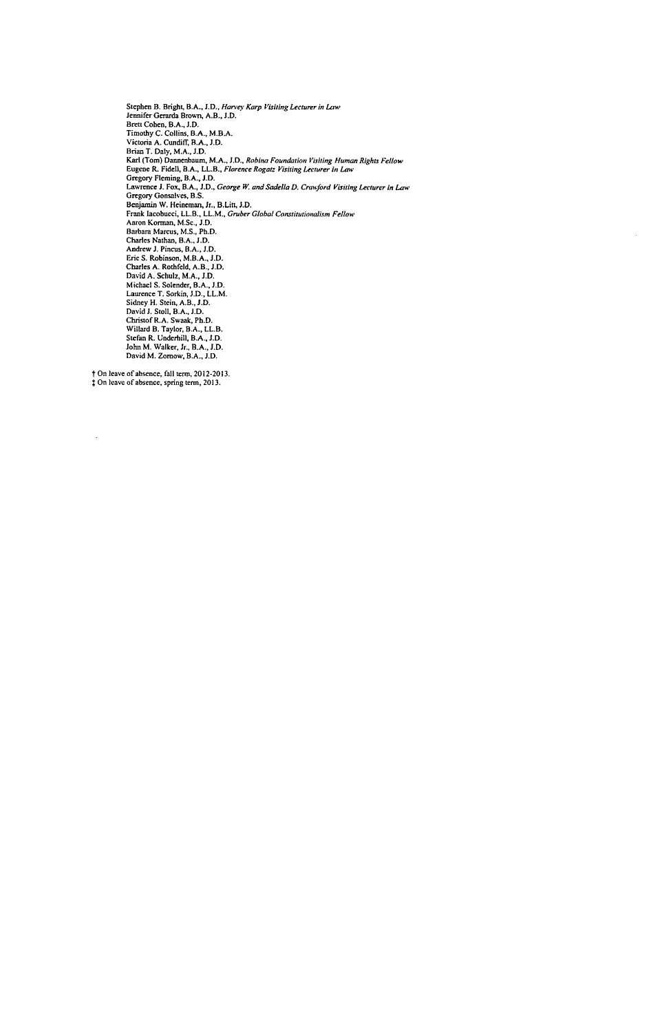Stephen B. Bright, B.A., J.D., *Harvey Karp Visiting Lecturer in Law*
Jennifer Gerarda Brown, A.B., J.D.
Brett Cohen, B.A., J.D.
Timothy C. Collins, B.A., M.B.A.
Victoria A. Cundiff, B.A., J.D.
Brian T. Daly, M.A., J.D.
Karl (Tom) Dannenbaum, M.A., J.D., *Robina Foundation Visiting Human Rights Fellow*
Eugene R. Fidell, B.A., LL.B., *Florence Rogatz Visiting Lecturer in Law*
Gregory Fleming, B.A., J.D.
Lawrence J. Fox, B.A., J.D., *George W. and Sadella D. Crawford Visiting Lecturer in Law*
Gregory Gonsalves, B.S.
Benjamin W. Heineman, Jr., B.Litt, J.D.
Frank Iacobucci, LL.B., LL.M., *Gruber Global Constitutionalism Fellow*
Aaron Korman, M.Sc., J.D.
Barbara Marcus, M.S., Ph.D.
Charles Nathan, B.A., J.D.
Andrew J. Pincus, B.A., J.D.
Eric S. Robinson, M.B.A., J.D.
Charles A. Rothfeld, A.B., J.D.
David A. Schulz, M.A., J.D.
Michael S. Solender, B.A., J.D.
Laurence T. Sorkin, J.D., LL.M.
Sidney H. Stein, A.B., J.D.
David J. Stoll, B.A., J.D.
Christof R.A. Swaak, Ph.D.
Willard B. Taylor, B.A., LL.B.
Stefan R. Underhill, B.A., J.D.
John M. Walker, Jr., B.A., J.D.
David M. Zornow, B.A., J.D.

† On leave of absence, fall term, 2012-2013.
‡ On leave of absence, spring term, 2013.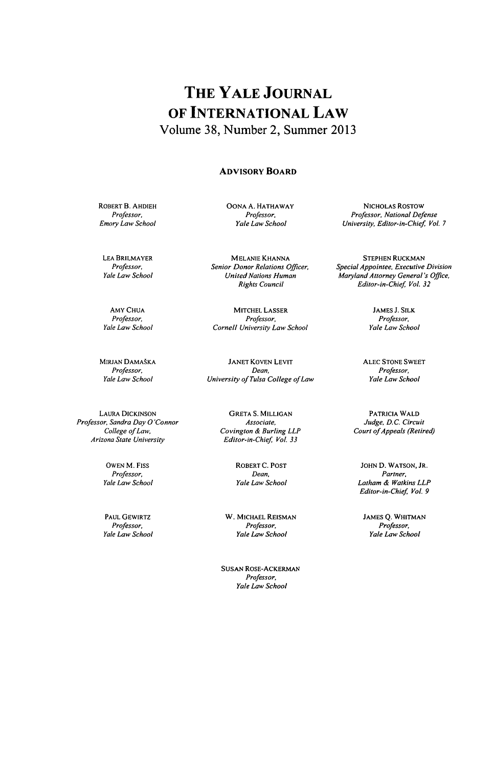# THE YALE JOURNAL OF INTERNATIONAL LAW

## Volume 38, Number 2, Summer 2013

### ADVISORY BOARD

ROBERT B. AHDIEH
*Professor,*
*Emory Law School*

OONA A. HATHAWAY
*Professor,*
*Yale Law School*

NICHOLAS ROSTOW
*Professor, National Defense*
*University, Editor-in-Chief, Vol. 7*

LEA BRILMAYER
*Professor,*
*Yale Law School*

MELANIE KHANNA
*Senior Donor Relations Officer,*
*United Nations Human*
*Rights Council*

STEPHEN RUCKMAN
*Special Appointee, Executive Division*
*Maryland Attorney General's Office,*
*Editor-in-Chief, Vol. 32*

AMY CHUA
*Professor,*
*Yale Law School*

MITCHEL LASSER
*Professor,*
*Cornell University Law School*

JAMES J. SILK
*Professor,*
*Yale Law School*

MIRJAN DAMAŠKA
*Professor,*
*Yale Law School*

JANET KOVEN LEVIT
*Dean,*
*University of Tulsa College of Law*

ALEC STONE SWEET
*Professor,*
*Yale Law School*

LAURA DICKINSON
*Professor, Sandra Day O'Connor*
*College of Law,*
*Arizona State University*

GRETA S. MILLIGAN
*Associate,*
*Covington & Burling LLP*
*Editor-in-Chief, Vol. 33*

PATRICIA WALD
*Judge, D.C. Circuit*
*Court of Appeals (Retired)*

OWEN M. FISS
*Professor,*
*Yale Law School*

ROBERT C. POST
*Dean,*
*Yale Law School*

JOHN D. WATSON, JR.
*Partner,*
*Latham & Watkins LLP*
*Editor-in-Chief, Vol. 9*

PAUL GEWIRTZ
*Professor,*
*Yale Law School*

W. MICHAEL REISMAN
*Professor,*
*Yale Law School*

JAMES Q. WHITMAN
*Professor,*
*Yale Law School*

SUSAN ROSE-ACKERMAN
*Professor,*
*Yale Law School*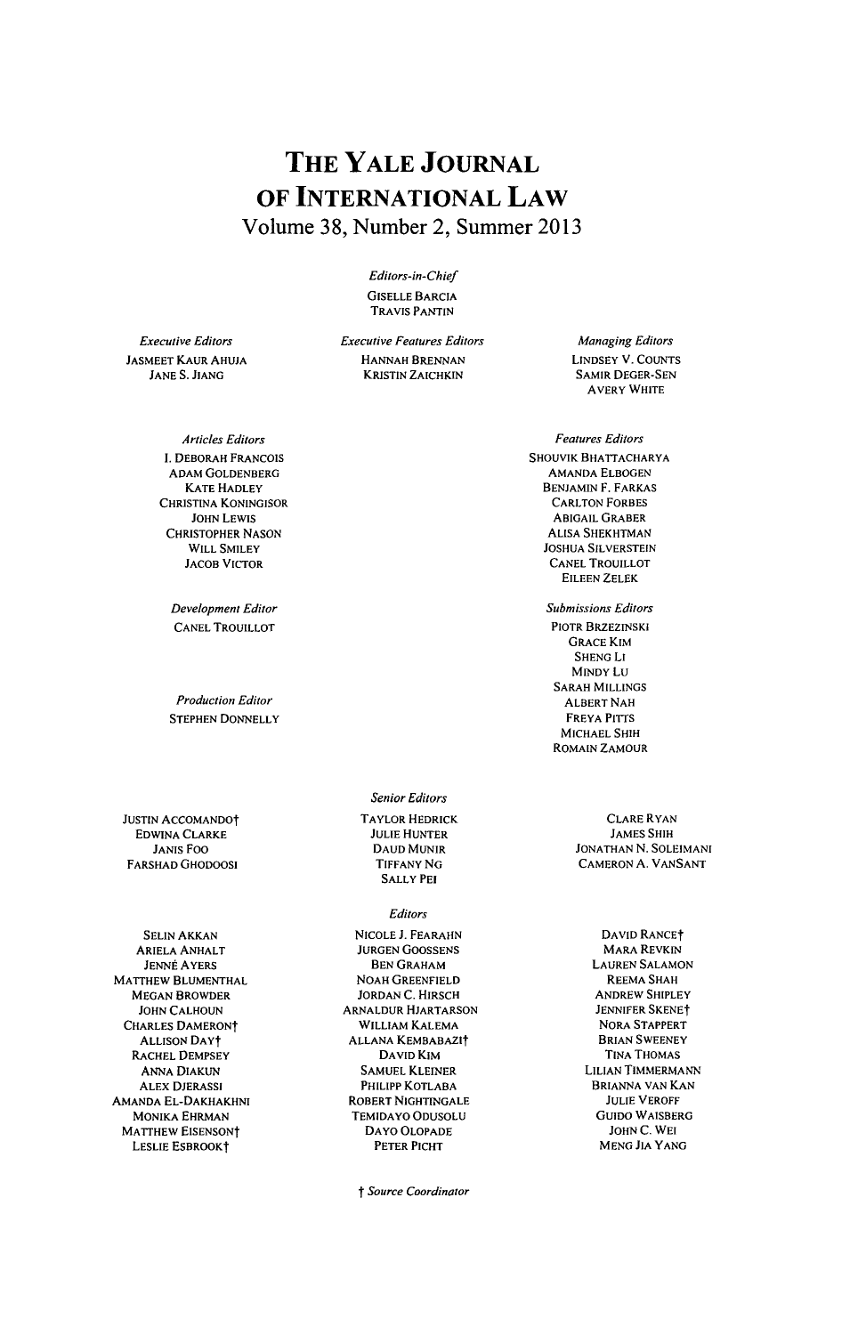# THE YALE JOURNAL OF INTERNATIONAL LAW

## Volume 38, Number 2, Summer 2013

*Editors-in-Chief*

GISELLE BARCIA
TRAVIS PANTIN

*Executive Editors*

JASMEET KAUR AHUJA
JANE S. JIANG

*Executive Features Editors*

HANNAH BRENNAN
KRISTIN ZAICHKIN

*Managing Editors*

LINDSEY V. COUNTS
SAMIR DEGER-SEN
AVERY WHITE

*Articles Editors*

I. DEBORAH FRANCOIS
ADAM GOLDENBERG
KATE HADLEY
CHRISTINA KONINGISOR
JOHN LEWIS
CHRISTOPHER NASON
WILL SMILEY
JACOB VICTOR

*Features Editors*

SHOUVIK BHATTACHARYA
AMANDA ELBOGEN
BENJAMIN F. FARKAS
CARLTON FORBES
ABIGAIL GRABER
ALISA SHEKHTMAN
JOSHUA SILVERSTEIN
CANEL TROUILLOT
EILEEN ZELEK

*Development Editor*

CANEL TROUILLOT

*Submissions Editors*

PIOTR BRZEZINSKI
GRACE KIM
SHENG LI
MINDY LU
SARAH MILLINGS
ALBERT NAH
FREYA PITTS
MICHAEL SHIH
ROMAIN ZAMOUR

*Production Editor*

STEPHEN DONNELLY

*Senior Editors*

JUSTIN ACCOMANDO†
EDWINA CLARKE
JANIS FOO
FARSHAD GHODOOSI
TAYLOR HEDRICK
JULIE HUNTER
DAUD MUNIR
TIFFANY NG
SALLY PEI
CLARE RYAN
JAMES SHIH
JONATHAN N. SOLEIMANI
CAMERON A. VANSANT

*Editors*

SELIN AKKAN
ARIELA ANHALT
JENNÉ AYERS
MATTHEW BLUMENTHAL
MEGAN BROWDER
JOHN CALHOUN
CHARLES DAMERON†
ALLISON DAY†
RACHEL DEMPSEY
ANNA DIAKUN
ALEX DJERASSI
AMANDA EL-DAKHAKHNI
MONIKA EHRMAN
MATTHEW EISENSON†
LESLIE ESBROOK†
NICOLE J. FEARAHN
JURGEN GOOSSENS
BEN GRAHAM
NOAH GREENFIELD
JORDAN C. HIRSCH
ARNALDUR HJARTARSON
WILLIAM KALEMA
ALLANA KEMBABAZI†
DAVID KIM
SAMUEL KLEINER
PHILIPP KOTLABA
ROBERT NIGHTINGALE
TEMIDAYO ODUSOLU
DAYO OLOPADE
PETER PICHT
DAVID RANCE†
MARA REVKIN
LAUREN SALAMON
REEMA SHAH
ANDREW SHIPLEY
JENNIFER SKENE†
NORA STAPPERT
BRIAN SWEENEY
TINA THOMAS
LILIAN TIMMERMANN
BRIANNA VAN KAN
JULIE VEROFF
GUIDO WAISBERG
JOHN C. WEI
MENG JIA YANG

† *Source Coordinator*